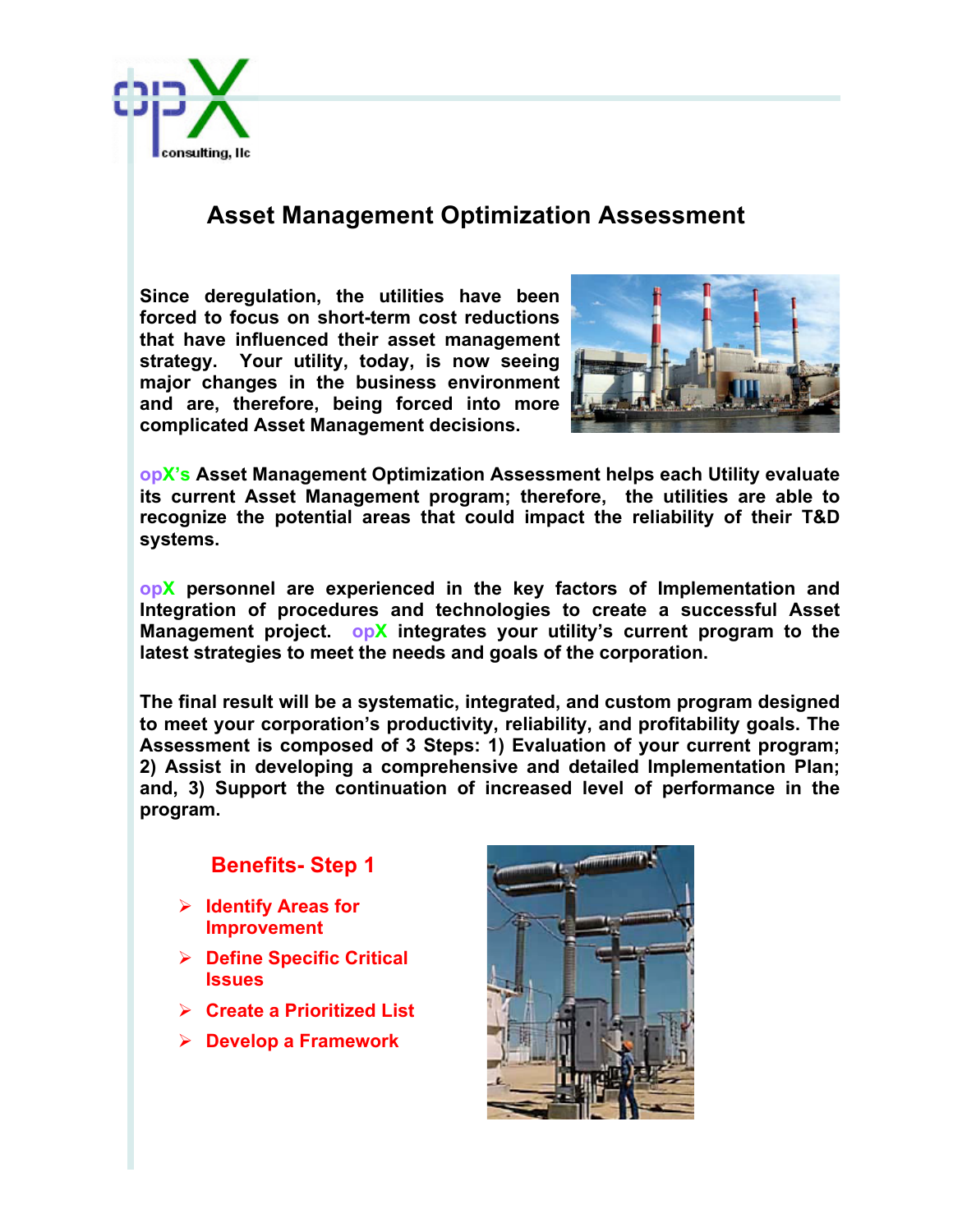opX consulting, llc

# Asset Management Optimization Assessment

**Since deregulation, the utilities have been forced to focus on short-term cost reductions that have influenced their asset management strategy. Your utility, today, is now seeing major changes in the business environment and are, therefore, being forced into more complicated Asset Management decisions.**

**opX's Asset Management Optimization Assessment helps each Utility evaluate its current Asset Management program; therefore, the utilities are able to recognize the potential areas that could impact the reliability of their T&D systems.**

**opX personnel are experienced in the key factors of Implementation and Integration of procedures and technologies to create a successful Asset Management project. opX integrates your utility's current program to the latest strategies to meet the needs and goals of the corporation.**

**The final result will be a systematic, integrated, and custom program designed to meet your corporation's productivity, reliability, and profitability goals. The Assessment is composed of 3 Steps: 1) Evaluation of your current program; 2) Assist in developing a comprehensive and detailed Implementation Plan; and, 3) Support the continuation of increased level of performance in the program.**

## Benefits- Step 1

- **Identify Areas for Improvement**
- **Define Specific Critical Issues**
- **Create a Prioritized List**
- **Develop a Framework**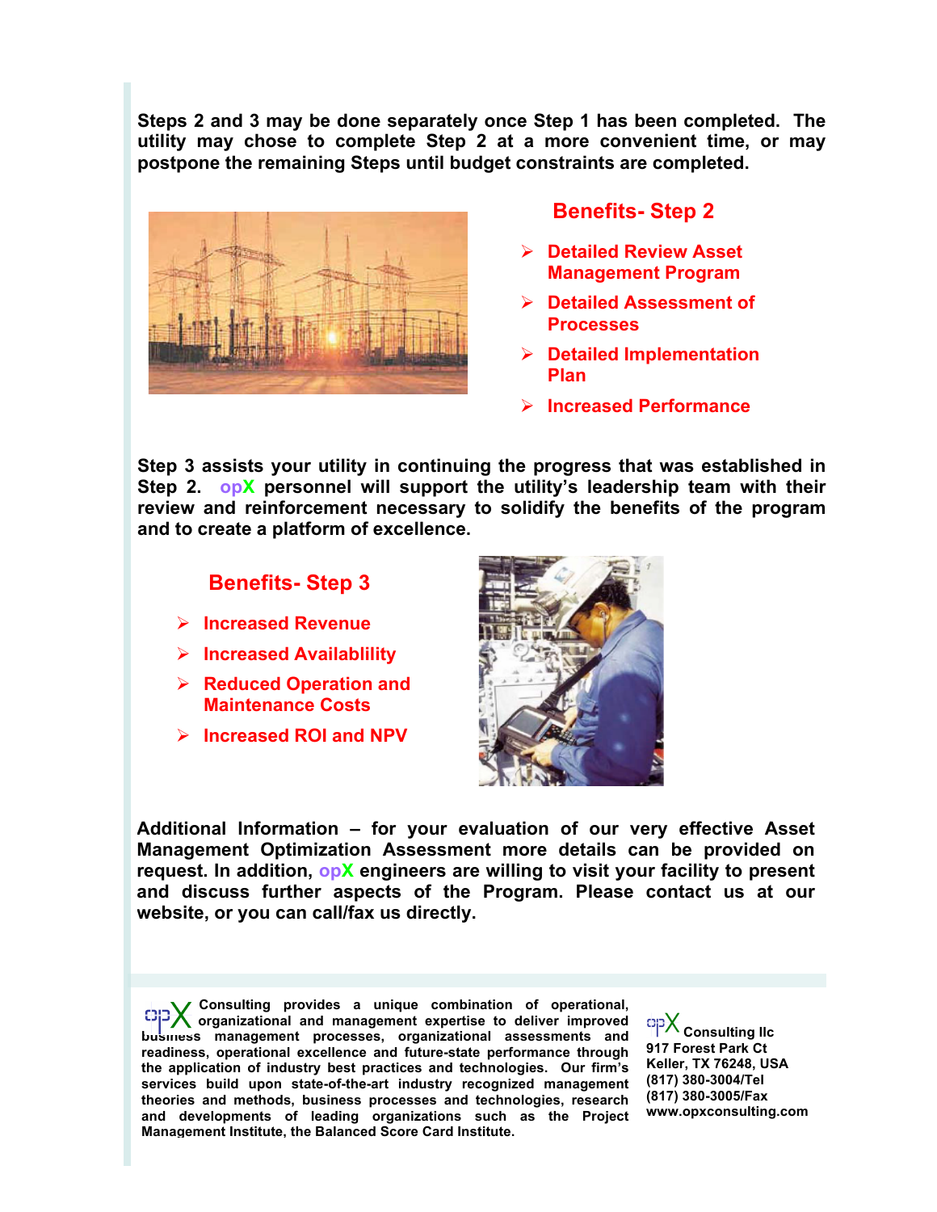**Steps 2 and 3 may be done separately once Step 1 has been completed. The utility may chose to complete Step 2 at a more convenient time, or may postpone the remaining Steps until budget constraints are completed.**

## Benefits- Step 2

- **Detailed Review Asset Management Program**
- **Detailed Assessment of Processes**
- **Detailed Implementation Plan**
- **Increased Performance**

**Step 3 assists your utility in continuing the progress that was established in Step 2. opX personnel will support the utility's leadership team with their review and reinforcement necessary to solidify the benefits of the program and to create a platform of excellence.**

## Benefits- Step 3

- **Increased Revenue**
- **Increased Availablility**
- **Reduced Operation and Maintenance Costs**
- **Increased ROI and NPV**

**Additional Information – for your evaluation of our very effective Asset Management Optimization Assessment more details can be provided on request. In addition, opX engineers are willing to visit your facility to present and discuss further aspects of the Program. Please contact us at our website, or you can call/fax us directly.**

**opX Consulting provides a unique combination of operational, organizational and management expertise to deliver improved business management processes, organizational assessments and readiness, operational excellence and future-state performance through the application of industry best practices and technologies. Our firm's services build upon state-of-the-art industry recognized management theories and methods, business processes and technologies, research and developments of leading organizations such as the Project Management Institute, the Balanced Score Card Institute.**

**opX Consulting llc**
**917 Forest Park Ct**
**Keller, TX 76248, USA**
**(817) 380-3004/Tel**
**(817) 380-3005/Fax**
**www.opxconsulting.com**